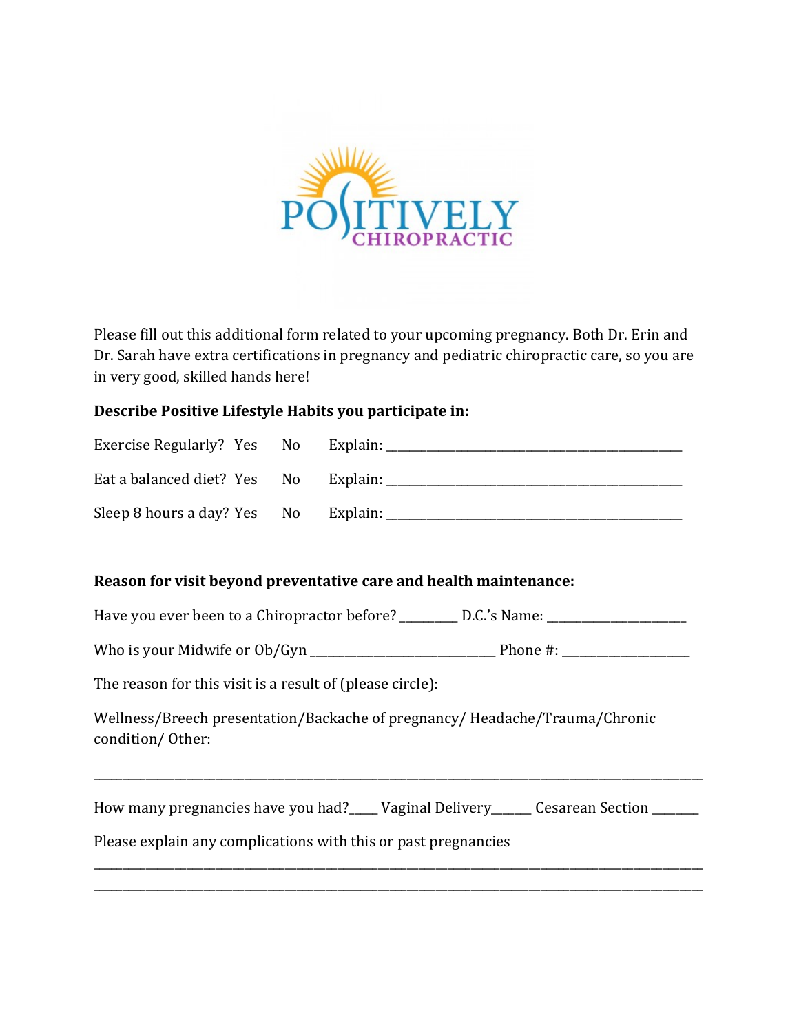POSITIVELY CHIROPRACTIC

Please fill out this additional form related to your upcoming pregnancy. Both Dr. Erin and Dr. Sarah have extra certifications in pregnancy and pediatric chiropractic care, so you are in very good, skilled hands here!

**Describe Positive Lifestyle Habits you participate in:**

Exercise Regularly? Yes No Explain: ______________________________________________

Eat a balanced diet? Yes No Explain: ______________________________________________

Sleep 8 hours a day? Yes No Explain: ______________________________________________

**Reason for visit beyond preventative care and health maintenance:**

Have you ever been to a Chiropractor before? ________ D.C.'s Name: _____________________

Who is your Midwife or Ob/Gyn ____________________________ Phone #: ___________________

The reason for this visit is a result of (please circle):

Wellness/Breech presentation/Backache of pregnancy/ Headache/Trauma/Chronic condition/ Other:

______________________________________________________________________________________

How many pregnancies have you had?____ Vaginal Delivery______ Cesarean Section _______

Please explain any complications with this or past pregnancies

______________________________________________________________________________________

______________________________________________________________________________________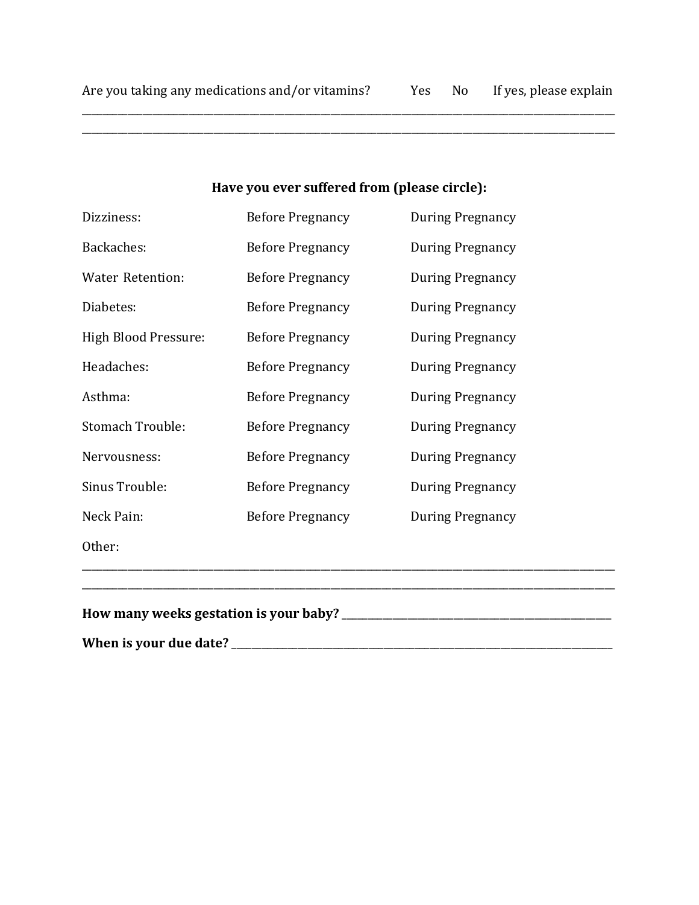Are you taking any medications and/or vitamins? Yes No If yes, please explain

___________________________________________________________________________________________

___________________________________________________________________________________________

**Have you ever suffered from (please circle):**

| | | |
|---|---|---|
| Dizziness: | Before Pregnancy | During Pregnancy |
| Backaches: | Before Pregnancy | During Pregnancy |
| Water Retention: | Before Pregnancy | During Pregnancy |
| Diabetes: | Before Pregnancy | During Pregnancy |
| High Blood Pressure: | Before Pregnancy | During Pregnancy |
| Headaches: | Before Pregnancy | During Pregnancy |
| Asthma: | Before Pregnancy | During Pregnancy |
| Stomach Trouble: | Before Pregnancy | During Pregnancy |
| Nervousness: | Before Pregnancy | During Pregnancy |
| Sinus Trouble: | Before Pregnancy | During Pregnancy |
| Neck Pain: | Before Pregnancy | During Pregnancy |

Other:

___________________________________________________________________________________________

___________________________________________________________________________________________

**How many weeks gestation is your baby?** ___________________________________________

**When is your due date?** ______________________________________________________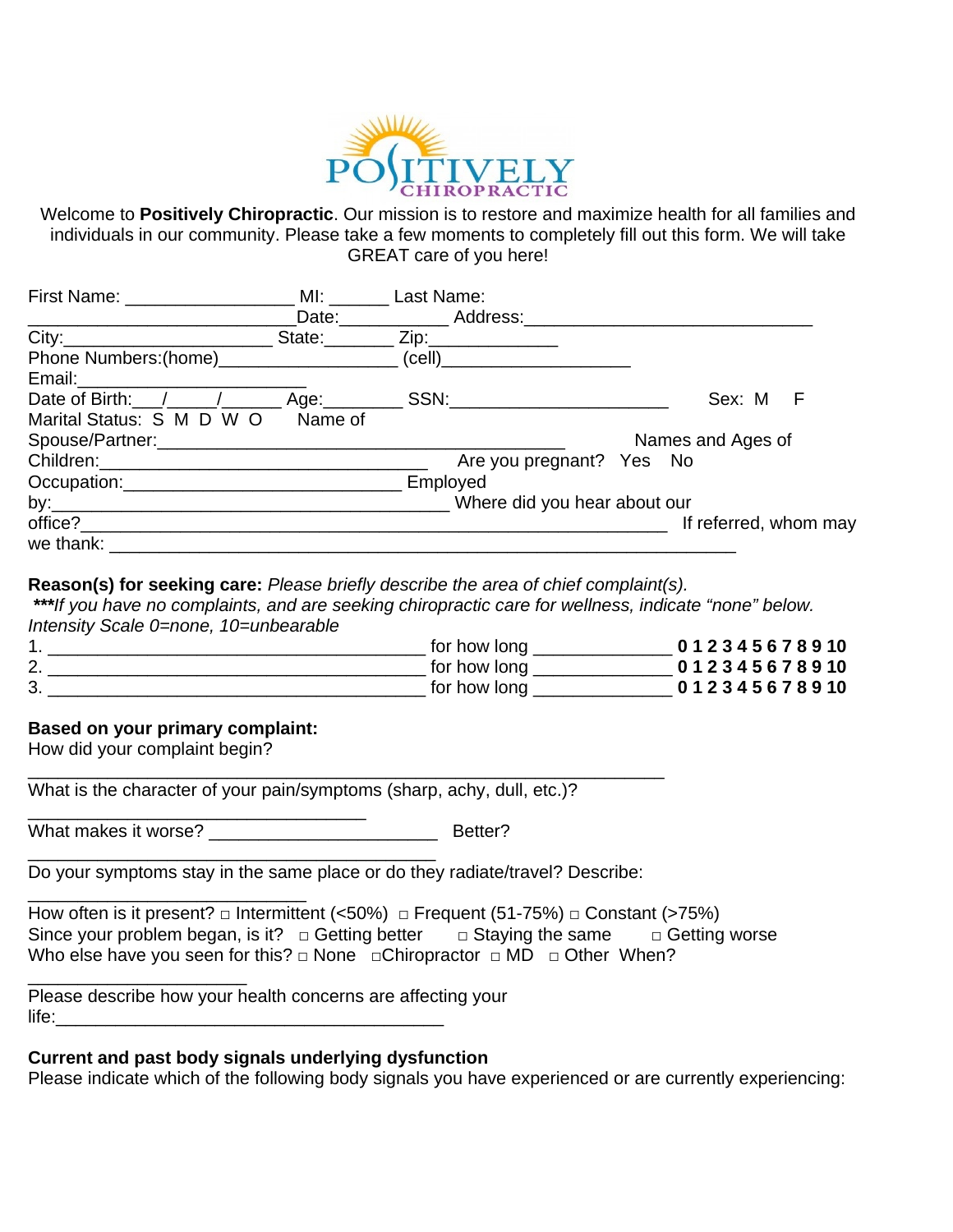POSITIVELY CHIROPRACTIC

Welcome to **Positively Chiropractic**. Our mission is to restore and maximize health for all families and individuals in our community. Please take a few moments to completely fill out this form. We will take GREAT care of you here!

First Name: ________________ MI: ______ Last Name: ___________________________Date:__________ Address:______________________________

City:____________________ State:_______ Zip:_____________

Phone Numbers:(home)_________________ (cell)__________________

Email:_______________________

Date of Birth:___/_____/______ Age:________ SSN:______________________ Sex: M F

Marital Status: S M D W O Name of Spouse/Partner:_________________________________________ Names and Ages of Children:_________________________________ Are you pregnant? Yes No

Occupation:____________________________ Employed by:________________________________________ Where did you hear about our office?____________________________________________________________ If referred, whom may we thank: ________________________________________________________________

**Reason(s) for seeking care:** *Please briefly describe the area of chief complaint(s).*

***\*\*\*If you have no complaints, and are seeking chiropractic care for wellness, indicate "none" below.***

*Intensity Scale 0=none, 10=unbearable*

1. _______________________________________ for how long ______________ **0 1 2 3 4 5 6 7 8 9 10**
2. _______________________________________ for how long ______________ **0 1 2 3 4 5 6 7 8 9 10**
3. _______________________________________ for how long ______________ **0 1 2 3 4 5 6 7 8 9 10**

**Based on your primary complaint:**

How did your complaint begin? ________________________________________________________________

What is the character of your pain/symptoms (sharp, achy, dull, etc.)? ___________________________________

What makes it worse? _______________________ Better? __________________________________________

Do your symptoms stay in the same place or do they radiate/travel? Describe: _____________________________

How often is it present? □ Intermittent (<50%) □ Frequent (51-75%) □ Constant (>75%)

Since your problem began, is it? □ Getting better □ Staying the same □ Getting worse

Who else have you seen for this? □ None □Chiropractor □ MD □ Other When? ______________________

Please describe how your health concerns are affecting your life:________________________________________

**Current and past body signals underlying dysfunction**

Please indicate which of the following body signals you have experienced or are currently experiencing: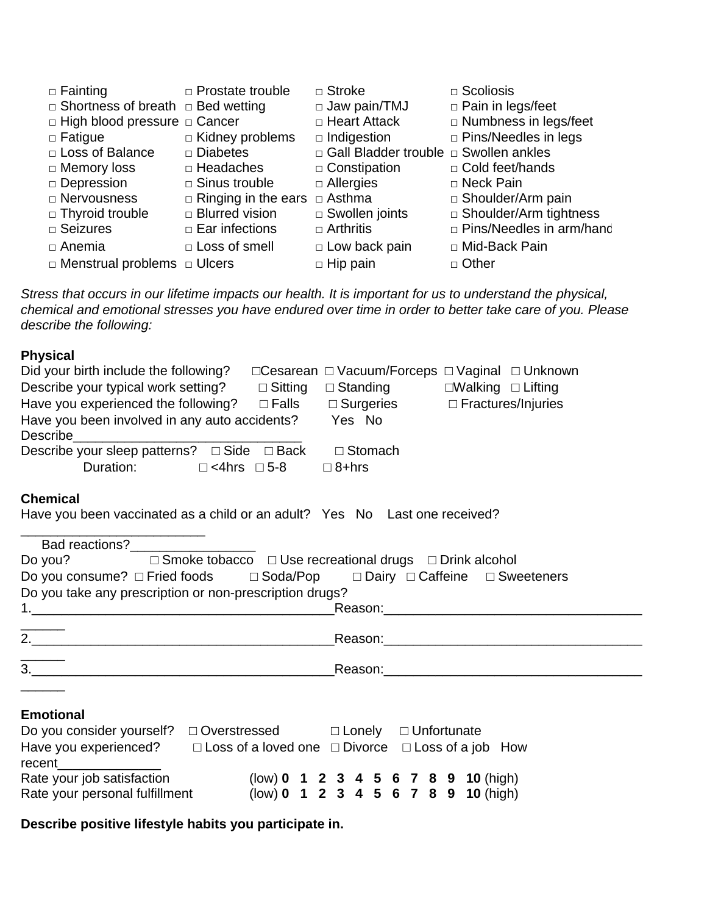| | | | |
|---|---|---|---|
| □ Fainting | □ Prostate trouble | □ Stroke | □ Scoliosis |
| □ Shortness of breath | □ Bed wetting | □ Jaw pain/TMJ | □ Pain in legs/feet |
| □ High blood pressure | □ Cancer | □ Heart Attack | □ Numbness in legs/feet |
| □ Fatigue | □ Kidney problems | □ Indigestion | □ Pins/Needles in legs |
| □ Loss of Balance | □ Diabetes | □ Gall Bladder trouble | □ Swollen ankles |
| □ Memory loss | □ Headaches | □ Constipation | □ Cold feet/hands |
| □ Depression | □ Sinus trouble | □ Allergies | □ Neck Pain |
| □ Nervousness | □ Ringing in the ears | □ Asthma | □ Shoulder/Arm pain |
| □ Thyroid trouble | □ Blurred vision | □ Swollen joints | □ Shoulder/Arm tightness |
| □ Seizures | □ Ear infections | □ Arthritis | □ Pins/Needles in arm/hand |
| □ Anemia | □ Loss of smell | □ Low back pain | □ Mid-Back Pain |
| □ Menstrual problems | □ Ulcers | □ Hip pain | □ Other |

*Stress that occurs in our lifetime impacts our health. It is important for us to understand the physical, chemical and emotional stresses you have endured over time in order to better take care of you. Please describe the following:*

**Physical**

Did your birth include the following? □Cesarean □ Vacuum/Forceps □ Vaginal □ Unknown

Describe your typical work setting? □ Sitting □ Standing □Walking □ Lifting

Have you experienced the following? □ Falls □ Surgeries □ Fractures/Injuries

Have you been involved in any auto accidents? Yes No

Describe_______________________________

Describe your sleep patterns? □ Side □ Back □ Stomach

Duration: □ <4hrs □ 5-8 □ 8+hrs

**Chemical**

Have you been vaccinated as a child or an adult? Yes No Last one received? _________________________

Bad reactions?_________________

Do you? □ Smoke tobacco □ Use recreational drugs □ Drink alcohol

Do you consume? □ Fried foods □ Soda/Pop □ Dairy □ Caffeine □ Sweeteners

Do you take any prescription or non-prescription drugs?

1.__________________________________________Reason:____________________________________

2.__________________________________________Reason:____________________________________

3.__________________________________________Reason:____________________________________

**Emotional**

Do you consider yourself? □ Overstressed □ Lonely □ Unfortunate

Have you experienced? □ Loss of a loved one □ Divorce □ Loss of a job How recent______________

Rate your job satisfaction (low) **0 1 2 3 4 5 6 7 8 9 10** (high)

Rate your personal fulfillment (low) **0 1 2 3 4 5 6 7 8 9 10** (high)

**Describe positive lifestyle habits you participate in.**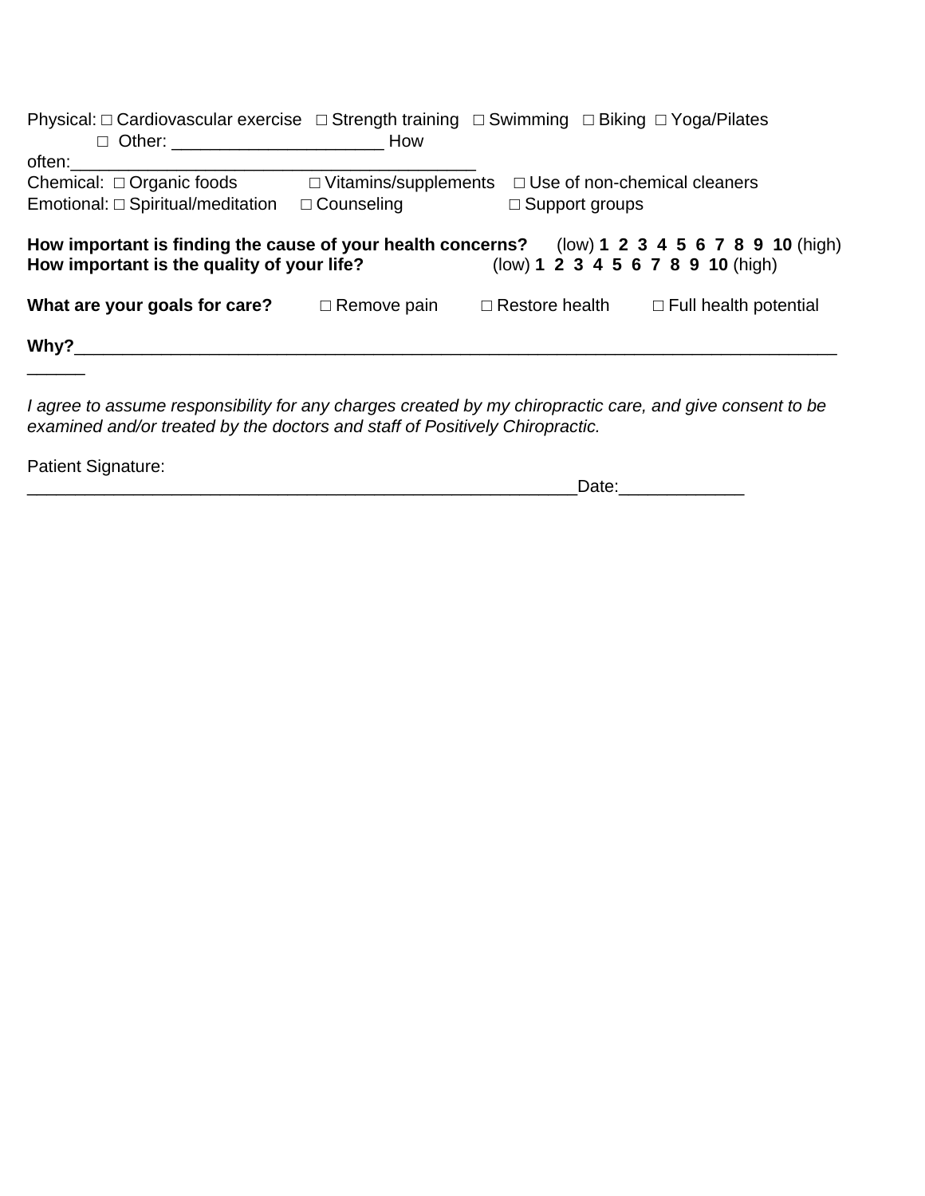Physical: □ Cardiovascular exercise □ Strength training □ Swimming □ Biking □ Yoga/Pilates
□ Other: _____________________ How often:________________________________________

Chemical: □ Organic foods □ Vitamins/supplements □ Use of non-chemical cleaners

Emotional: □ Spiritual/meditation □ Counseling □ Support groups

**How important is finding the cause of your health concerns?** (low) **1 2 3 4 5 6 7 8 9 10** (high)

**How important is the quality of your life?** (low) **1 2 3 4 5 6 7 8 9 10** (high)

**What are your goals for care?** □ Remove pain □ Restore health □ Full health potential

**Why?**_____________________________________________________________________________

*I agree to assume responsibility for any charges created by my chiropractic care, and give consent to be examined and/or treated by the doctors and staff of Positively Chiropractic.*

Patient Signature: _______________________________________________________Date:_____________